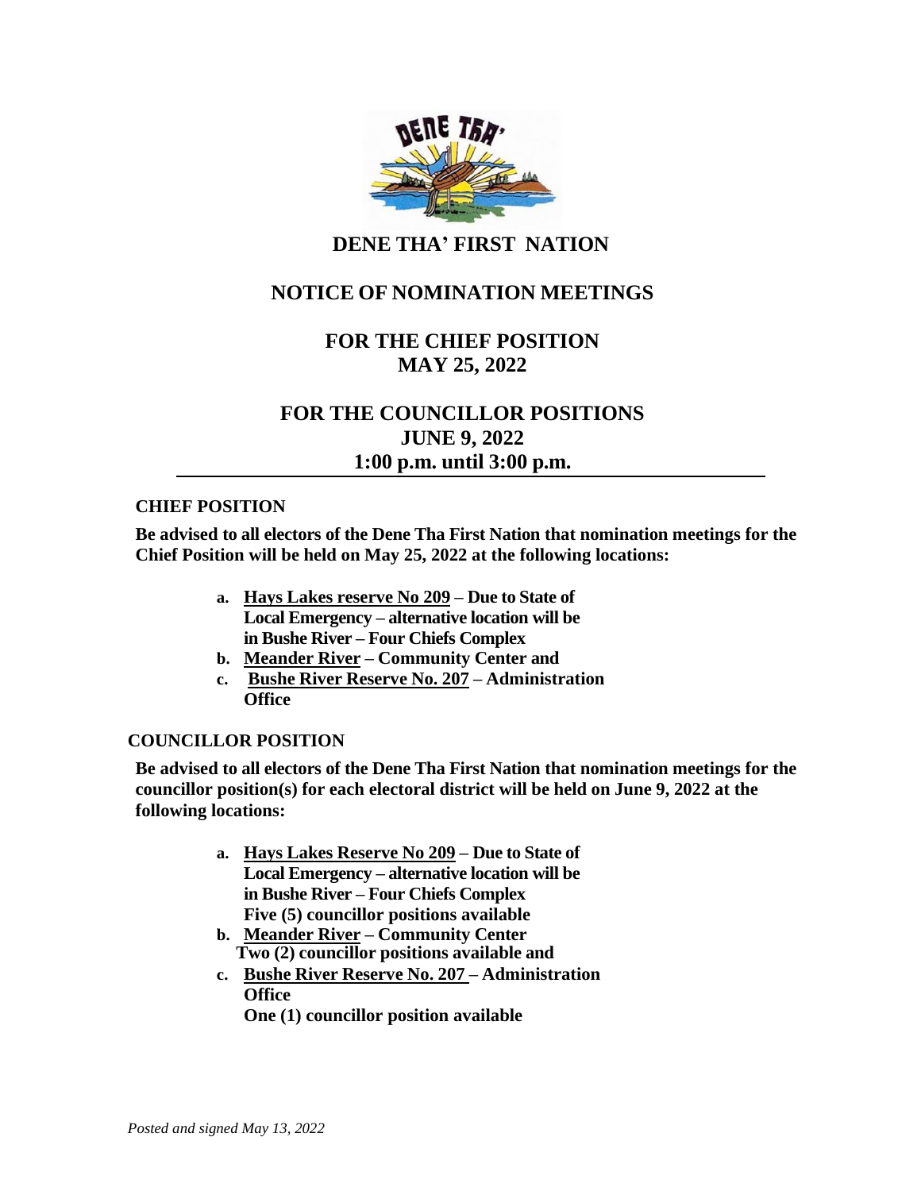# DENE THA' FIRST NATION

## NOTICE OF NOMINATION MEETINGS

## FOR THE CHIEF POSITION
## MAY 25, 2022

## FOR THE COUNCILLOR POSITIONS
## JUNE 9, 2022
## 1:00 p.m. until 3:00 p.m.

---

### CHIEF POSITION

**Be advised to all electors of the Dene Tha First Nation that nomination meetings for the Chief Position will be held on May 25, 2022 at the following locations:**

a. **Hays Lakes reserve No 209 – Due to State of Local Emergency – alternative location will be in Bushe River – Four Chiefs Complex**
b. **Meander River – Community Center and**
c. **Bushe River Reserve No. 207 – Administration Office**

### COUNCILLOR POSITION

**Be advised to all electors of the Dene Tha First Nation that nomination meetings for the councillor position(s) for each electoral district will be held on June 9, 2022 at the following locations:**

a. **Hays Lakes Reserve No 209 – Due to State of Local Emergency – alternative location will be in Bushe River – Four Chiefs Complex**
   **Five (5) councillor positions available**
b. **Meander River – Community Center**
   **Two (2) councillor positions available and**
c. **Bushe River Reserve No. 207 – Administration Office**
   **One (1) councillor position available**

*Posted and signed May 13, 2022*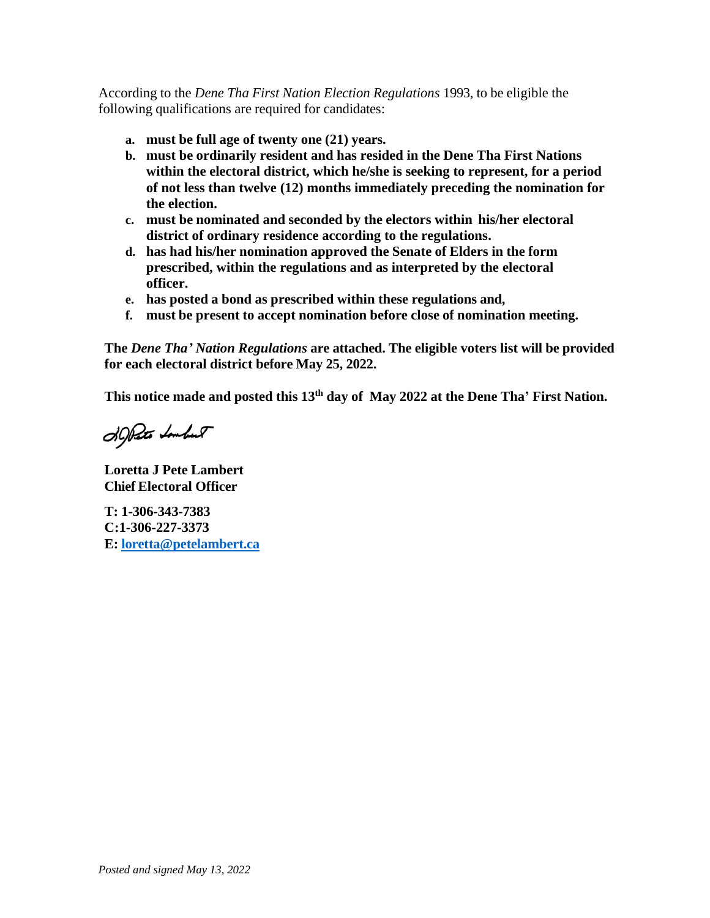According to the *Dene Tha First Nation Election Regulations* 1993, to be eligible the following qualifications are required for candidates:

a. **must be full age of twenty one (21) years.**
b. **must be ordinarily resident and has resided in the Dene Tha First Nations within the electoral district, which he/she is seeking to represent, for a period of not less than twelve (12) months immediately preceding the nomination for the election.**
c. **must be nominated and seconded by the electors within his/her electoral district of ordinary residence according to the regulations.**
d. **has had his/her nomination approved the Senate of Elders in the form prescribed, within the regulations and as interpreted by the electoral officer.**
e. **has posted a bond as prescribed within these regulations and,**
f. **must be present to accept nomination before close of nomination meeting.**

**The *Dene Tha' Nation Regulations* are attached. The eligible voters list will be provided for each electoral district before May 25, 2022.**

**This notice made and posted this 13th day of May 2022 at the Dene Tha' First Nation.**

**Loretta J Pete Lambert**
**Chief Electoral Officer**

**T: 1-306-343-7383**
**C:1-306-227-3373**
**E: loretta@petelambert.ca**

*Posted and signed May 13, 2022*